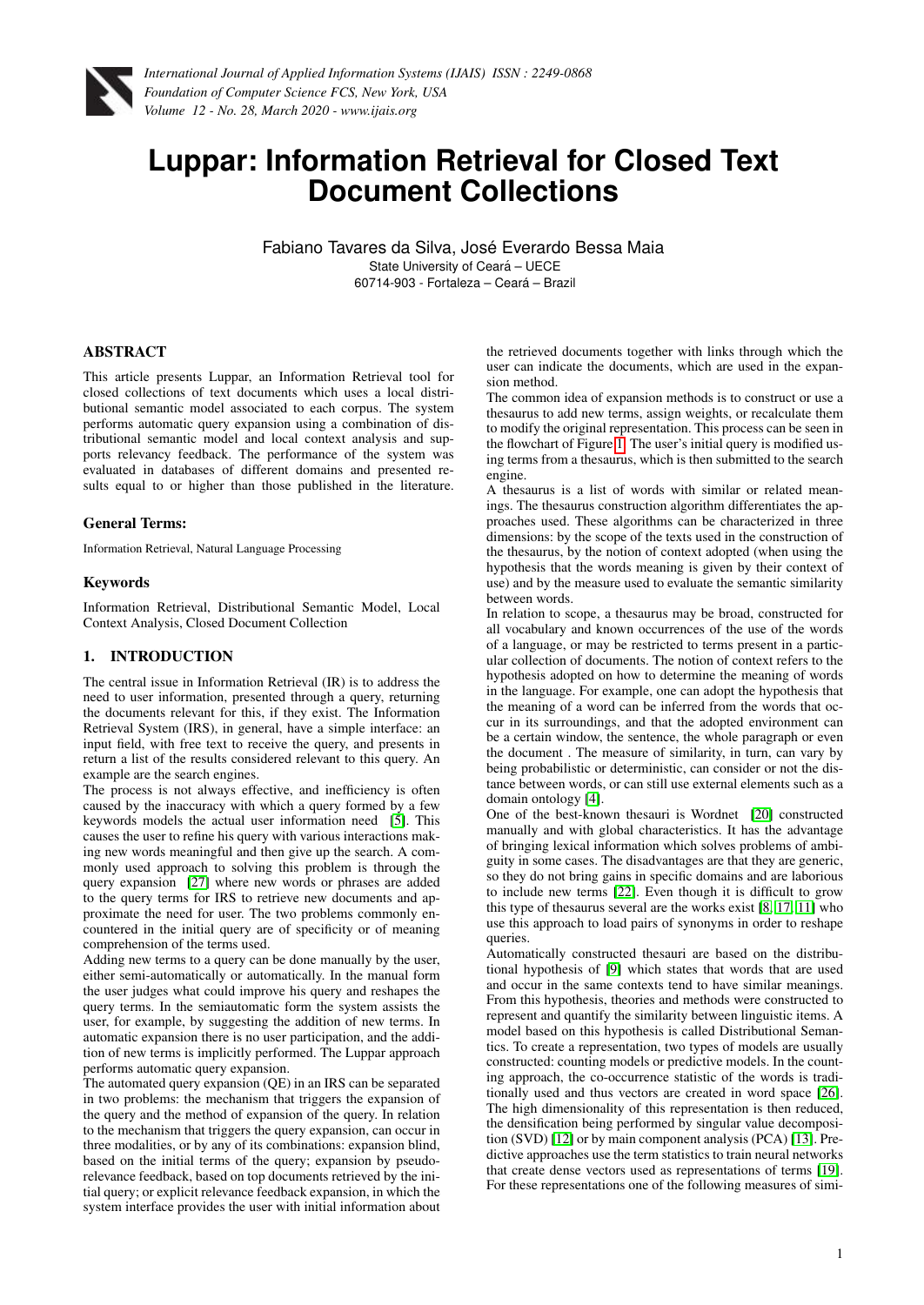# Luppar: Information Retrieval for Closed Text Document Collections

Fabiano Tavares da Silva, José Everardo Bessa Maia
State University of Ceará – UECE
60714-903 - Fortaleza – Ceará – Brazil

## ABSTRACT

This article presents Luppar, an Information Retrieval tool for closed collections of text documents which uses a local distributional semantic model associated to each corpus. The system performs automatic query expansion using a combination of distributional semantic model and local context analysis and supports relevancy feedback. The performance of the system was evaluated in databases of different domains and presented results equal to or higher than those published in the literature.

### General Terms:

Information Retrieval, Natural Language Processing

### Keywords

Information Retrieval, Distributional Semantic Model, Local Context Analysis, Closed Document Collection

## 1. INTRODUCTION

The central issue in Information Retrieval (IR) is to address the need to user information, presented through a query, returning the documents relevant for this, if they exist. The Information Retrieval System (IRS), in general, have a simple interface: an input field, with free text to receive the query, and presents in return a list of the results considered relevant to this query. An example are the search engines.

The process is not always effective, and inefficiency is often caused by the inaccuracy with which a query formed by a few keywords models the actual user information need [5]. This causes the user to refine his query with various interactions making new words meaningful and then give up the search. A commonly used approach to solving this problem is through the query expansion [27] where new words or phrases are added to the query terms for IRS to retrieve new documents and approximate the need for user. The two problems commonly encountered in the initial query are of specificity or of meaning comprehension of the terms used.

Adding new terms to a query can be done manually by the user, either semi-automatically or automatically. In the manual form the user judges what could improve his query and reshapes the query terms. In the semiautomatic form the system assists the user, for example, by suggesting the addition of new terms. In automatic expansion there is no user participation, and the addition of new terms is implicitly performed. The Luppar approach performs automatic query expansion.

The automated query expansion (QE) in an IRS can be separated in two problems: the mechanism that triggers the expansion of the query and the method of expansion of the query. In relation to the mechanism that triggers the query expansion, can occur in three modalities, or by any of its combinations: expansion blind, based on the initial terms of the query; expansion by pseudo-relevance feedback, based on top documents retrieved by the initial query; or explicit relevance feedback expansion, in which the system interface provides the user with initial information about the retrieved documents together with links through which the user can indicate the documents, which are used in the expansion method.

The common idea of expansion methods is to construct or use a thesaurus to add new terms, assign weights, or recalculate them to modify the original representation. This process can be seen in the flowchart of Figure 1. The user's initial query is modified using terms from a thesaurus, which is then submitted to the search engine.

A thesaurus is a list of words with similar or related meanings. The thesaurus construction algorithm differentiates the approaches used. These algorithms can be characterized in three dimensions: by the scope of the texts used in the construction of the thesaurus, by the notion of context adopted (when using the hypothesis that the words meaning is given by their context of use) and by the measure used to evaluate the semantic similarity between words.

In relation to scope, a thesaurus may be broad, constructed for all vocabulary and known occurrences of the use of the words of a language, or may be restricted to terms present in a particular collection of documents. The notion of context refers to the hypothesis adopted on how to determine the meaning of words in the language. For example, one can adopt the hypothesis that the meaning of a word can be inferred from the words that occur in its surroundings, and that the adopted environment can be a certain window, the sentence, the whole paragraph or even the document . The measure of similarity, in turn, can vary by being probabilistic or deterministic, can consider or not the distance between words, or can still use external elements such as a domain ontology [4].

One of the best-known thesauri is Wordnet [20] constructed manually and with global characteristics. It has the advantage of bringing lexical information which solves problems of ambiguity in some cases. The disadvantages are that they are generic, so they do not bring gains in specific domains and are laborious to include new terms [22]. Even though it is difficult to grow this type of thesaurus several are the works exist [8, 17, 11] who use this approach to load pairs of synonyms in order to reshape queries.

Automatically constructed thesauri are based on the distributional hypothesis of [9] which states that words that are used and occur in the same contexts tend to have similar meanings. From this hypothesis, theories and methods were constructed to represent and quantify the similarity between linguistic items. A model based on this hypothesis is called Distributional Semantics. To create a representation, two types of models are usually constructed: counting models or predictive models. In the counting approach, the co-occurrence statistic of the words is traditionally used and thus vectors are created in word space [26]. The high dimensionality of this representation is then reduced, the densification being performed by singular value decomposition (SVD) [12] or by main component analysis (PCA) [13]. Predictive approaches use the term statistics to train neural networks that create dense vectors used as representations of terms [19]. For these representations one of the following measures of simi-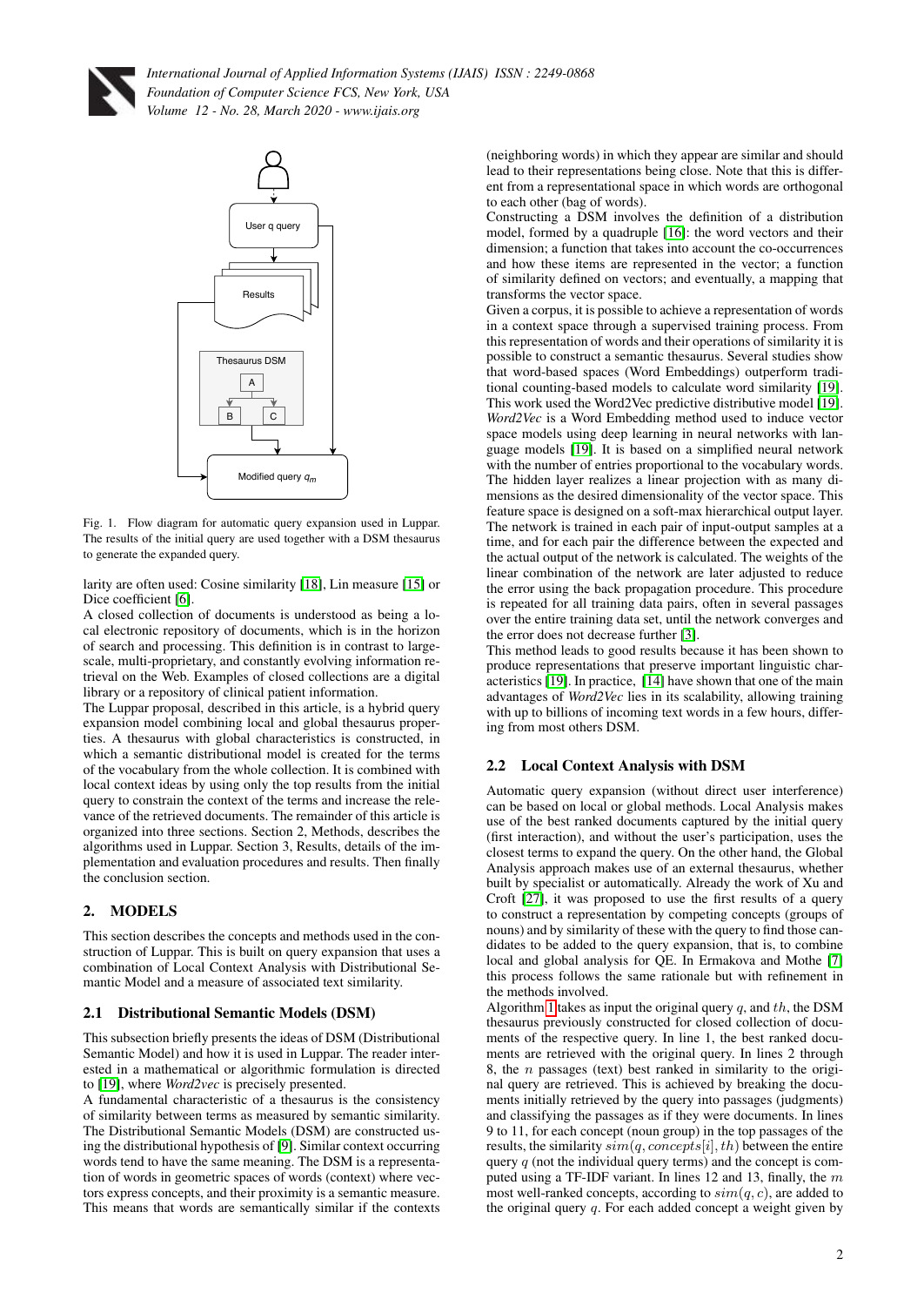Fig. 1. Flow diagram for automatic query expansion used in Luppar. The results of the initial query are used together with a DSM thesaurus to generate the expanded query.

larity are often used: Cosine similarity [18], Lin measure [15] or Dice coefficient [6].

A closed collection of documents is understood as being a local electronic repository of documents, which is in the horizon of search and processing. This definition is in contrast to large-scale, multi-proprietary, and constantly evolving information retrieval on the Web. Examples of closed collections are a digital library or a repository of clinical patient information.

The Luppar proposal, described in this article, is a hybrid query expansion model combining local and global thesaurus properties. A thesaurus with global characteristics is constructed, in which a semantic distributional model is created for the terms of the vocabulary from the whole collection. It is combined with local context ideas by using only the top results from the initial query to constrain the context of the terms and increase the relevance of the retrieved documents. The remainder of this article is organized into three sections. Section 2, Methods, describes the algorithms used in Luppar. Section 3, Results, details of the implementation and evaluation procedures and results. Then finally the conclusion section.

## 2. MODELS

This section describes the concepts and methods used in the construction of Luppar. This is built on query expansion that uses a combination of Local Context Analysis with Distributional Semantic Model and a measure of associated text similarity.

### 2.1 Distributional Semantic Models (DSM)

This subsection briefly presents the ideas of DSM (Distributional Semantic Model) and how it is used in Luppar. The reader interested in a mathematical or algorithmic formulation is directed to [19], where *Word2vec* is precisely presented.

A fundamental characteristic of a thesaurus is the consistency of similarity between terms as measured by semantic similarity. The Distributional Semantic Models (DSM) are constructed using the distributional hypothesis of [9]. Similar context occurring words tend to have the same meaning. The DSM is a representation of words in geometric spaces of words (context) where vectors express concepts, and their proximity is a semantic measure. This means that words are semantically similar if the contexts (neighboring words) in which they appear are similar and should lead to their representations being close. Note that this is different from a representational space in which words are orthogonal to each other (bag of words).

Constructing a DSM involves the definition of a distribution model, formed by a quadruple [16]: the word vectors and their dimension; a function that takes into account the co-occurrences and how these items are represented in the vector; a function of similarity defined on vectors; and eventually, a mapping that transforms the vector space.

Given a corpus, it is possible to achieve a representation of words in a context space through a supervised training process. From this representation of words and their operations of similarity it is possible to construct a semantic thesaurus. Several studies show that word-based spaces (Word Embeddings) outperform traditional counting-based models to calculate word similarity [19]. This work used the Word2Vec predictive distributive model [19]. *Word2Vec* is a Word Embedding method used to induce vector space models using deep learning in neural networks with language models [19]. It is based on a simplified neural network with the number of entries proportional to the vocabulary words. The hidden layer realizes a linear projection with as many dimensions as the desired dimensionality of the vector space. This feature space is designed on a soft-max hierarchical output layer. The network is trained in each pair of input-output samples at a time, and for each pair the difference between the expected and the actual output of the network is calculated. The weights of the linear combination of the network are later adjusted to reduce the error using the back propagation procedure. This procedure is repeated for all training data pairs, often in several passages over the entire training data set, until the network converges and the error does not decrease further [3].

This method leads to good results because it has been shown to produce representations that preserve important linguistic characteristics [19]. In practice, [14] have shown that one of the main advantages of *Word2Vec* lies in its scalability, allowing training with up to billions of incoming text words in a few hours, differing from most others DSM.

### 2.2 Local Context Analysis with DSM

Automatic query expansion (without direct user interference) can be based on local or global methods. Local Analysis makes use of the best ranked documents captured by the initial query (first interaction), and without the user's participation, uses the closest terms to expand the query. On the other hand, the Global Analysis approach makes use of an external thesaurus, whether built by specialist or automatically. Already the work of Xu and Croft [27], it was proposed to use the first results of a query to construct a representation by competing concepts (groups of nouns) and by similarity of these with the query to find those candidates to be added to the query expansion, that is, to combine local and global analysis for QE. In Ermakova and Mothe [7] this process follows the same rationale but with refinement in the methods involved.

Algorithm 1 takes as input the original query $q$, and $th$, the DSM thesaurus previously constructed for closed collection of documents of the respective query. In line 1, the best ranked documents are retrieved with the original query. In lines 2 through 8, the $n$ passages (text) best ranked in similarity to the original query are retrieved. This is achieved by breaking the documents initially retrieved by the query into passages (judgments) and classifying the passages as if they were documents. In lines 9 to 11, for each concept (noun group) in the top passages of the results, the similarity $sim(q, concepts[i], th)$ between the entire query $q$ (not the individual query terms) and the concept is computed using a TF-IDF variant. In lines 12 and 13, finally, the $m$ most well-ranked concepts, according to $sim(q, c)$, are added to the original query $q$. For each added concept a weight given by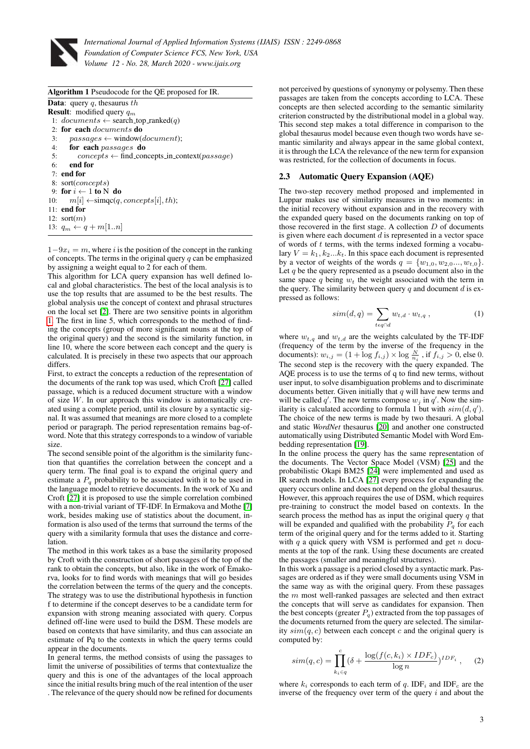**Algorithm 1** Pseudocode for the QE proposed for IR.

**Data**: query $q$, thesaurus $th$
**Result**: modified query $q_m$

1: $documents \leftarrow$ search_top_ranked($q$)
2: **for each** $documents$ **do**
3: $\quad passages \leftarrow$ window($document$);
4: $\quad$ **for each** $passages$ **do**
5: $\quad\quad concepts \leftarrow$ find_concepts_in_context($passage$)
6: $\quad$ **end for**
7: **end for**
8: sort($concepts$)
9: **for** $i \leftarrow 1$ **to** N **do**
10: $\quad m[i] \leftarrow$simqc($q, concepts[i], th$);
11: **end for**
12: sort($m$)
13: $q_m \leftarrow q + m[1..n]$

$1-9x_i = m$, where $i$ is the position of the concept in the ranking of concepts. The terms in the original query $q$ can be emphasized by assigning a weight equal to 2 for each of them.

This algorithm for LCA query expansion has well defined local and global characteristics. The best of the local analysis is to use the top results that are assumed to be the best results. The global analysis use the concept of context and phrasal structures on the local set [2]. There are two sensitive points in algorithm 1. The first in line 5, which corresponds to the method of finding the concepts (group of more significant nouns at the top of the original query) and the second is the similarity function, in line 10, where the score between each concept and the query is calculated. It is precisely in these two aspects that our approach differs.

First, to extract the concepts a reduction of the representation of the documents of the rank top was used, which Croft [27] called passage, which is a reduced document structure with a window of size $W$. In our approach this window is automatically created using a complete period, until its closure by a syntactic signal. It was assumed that meanings are more closed to a complete period or paragraph. The period representation remains bag-of-word. Note that this strategy corresponds to a window of variable size.

The second sensible point of the algorithm is the similarity function that quantifies the correlation between the concept and a query term. The final goal is to expand the original query and estimate a $P_q$ probability to be associated with it to be used in the language model to retrieve documents. In the work of Xu and Croft [27] it is proposed to use the simple correlation combined with a non-trivial variant of TF-IDF. In Ermakova and Mothe [7] work, besides making use of statistics about the document, information is also used of the terms that surround the terms of the query with a similarity formula that uses the distance and correlation.

The method in this work takes as a base the similarity proposed by Croft with the construction of short passages of the top of the rank to obtain the concepts, but also, like in the work of Emakorva, looks for to find words with meanings that will go besides the correlation between the terms of the query and the concepts. The strategy was to use the distributional hypothesis in function f to determine if the concept deserves to be a candidate term for expansion with strong meaning associated with query. Corpus defined off-line were used to build the DSM. These models are based on contexts that have similarity, and thus can associate an estimate of Pq to the contexts in which the query terms could appear in the documents.

In general terms, the method consists of using the passages to limit the universe of possibilities of terms that contextualize the query and this is one of the advantages of the local approach since the initial results bring much of the real intention of the user . The relevance of the query should now be refined for documents not perceived by questions of synonymy or polysemy. Then these passages are taken from the concepts according to LCA. These concepts are then selected according to the semantic similarity criterion constructed by the distributional model in a global way. This second step makes a total difference in comparison to the global thesaurus model because even though two words have semantic similarity and always appear in the same global context, it is through the LCA the relevance of the new term for expansion was restricted, for the collection of documents in focus.

## 2.3 Automatic Query Expansion (AQE)

The two-step recovery method proposed and implemented in Luppar makes use of similarity measures in two moments: in the initial recovery without expansion and in the recovery with the expanded query based on the documents ranking on top of those recovered in the first stage. A collection $D$ of documents is given where each document $d$ is represented in a vector space of words of $t$ terms, with the terms indexed forming a vocabulary $V = k_1, k_2...k_t$. In this space each document is represented by a vector of weights of the words $q = \{w_{1,0}, w_{2,0}..., w_{t,0}\}$. Let $q$ be the query represented as a pseudo document also in the same space $q$ being $w_t$ the weight associated with the term in the query. The similarity between query $q$ and document $d$ is expressed as follows:

$$sim(d, q) = \sum_{t \epsilon q \cap d} w_{t,d} \cdot w_{t,q} \ , \qquad (1)$$

where $w_{t,q}$ and $w_{t,d}$ are the weights calculated by the TF-IDF (frequency of the term by the inverse of the frequency in the documents): $w_{i,j} = (1 + \log f_{i,j}) \times \log \frac{N}{n_i}$ , if $f_{i,j} > 0$, else 0.

The second step is the recovery with the query expanded. The AQE process is to use the terms of q to find new terms, without user input, to solve disambiguation problems and to discriminate documents better. Given initially that $q$ will have new terms and will be called $q'$. The new terms compose $w_j$ in $q'$. Now the similarity is calculated according to formula 1 but with $sim(d, q')$. The choice of the new terms is made by two thesauri. A global and static *WordNet* thesaurus [20] and another one constructed automatically using Distributed Semantic Model with Word Embedding representation [19].

In the online process the query has the same representation of the documents. The Vector Space Model (VSM) [25] and the probabilistic Okapi BM25 [24] were implemented and used as IR search models. In LCA [27] every process for expanding the query occurs online and does not depend on the global thesaurus. However, this approach requires the use of DSM, which requires pre-training to construct the model based on contexts. In the search process the method has as input the original query $q$ that will be expanded and qualified with the probability $P_q$ for each term of the original query and for the terms added to it. Starting with $q$ a quick query with VSM is performed and get $n$ documents at the top of the rank. Using these documents are created the passages (smaller and meaningful structures).

In this work a passage is a period closed by a syntactic mark. Passages are ordered as if they were small documents using VSM in the same way as with the original query. From these passages the $m$ most well-ranked passages are selected and then extract the concepts that will serve as candidates for expansion. Then the best concepts (greater $P_q$) extracted from the top passages of the documents returned from the query are selected. The similarity $sim(q, c)$ between each concept $c$ and the original query is computed by:

$$sim(q, c) = \prod_{k_i \in q}^{c} (\delta + \frac{\log(f(c, k_i) \times IDF_c)}{\log n})^{IDF_i} \ , \qquad (2)$$

where $k_i$ corresponds to each term of $q$. IDF$_i$ and IDF$_c$ are the inverse of the frequency over term of the query $i$ and about the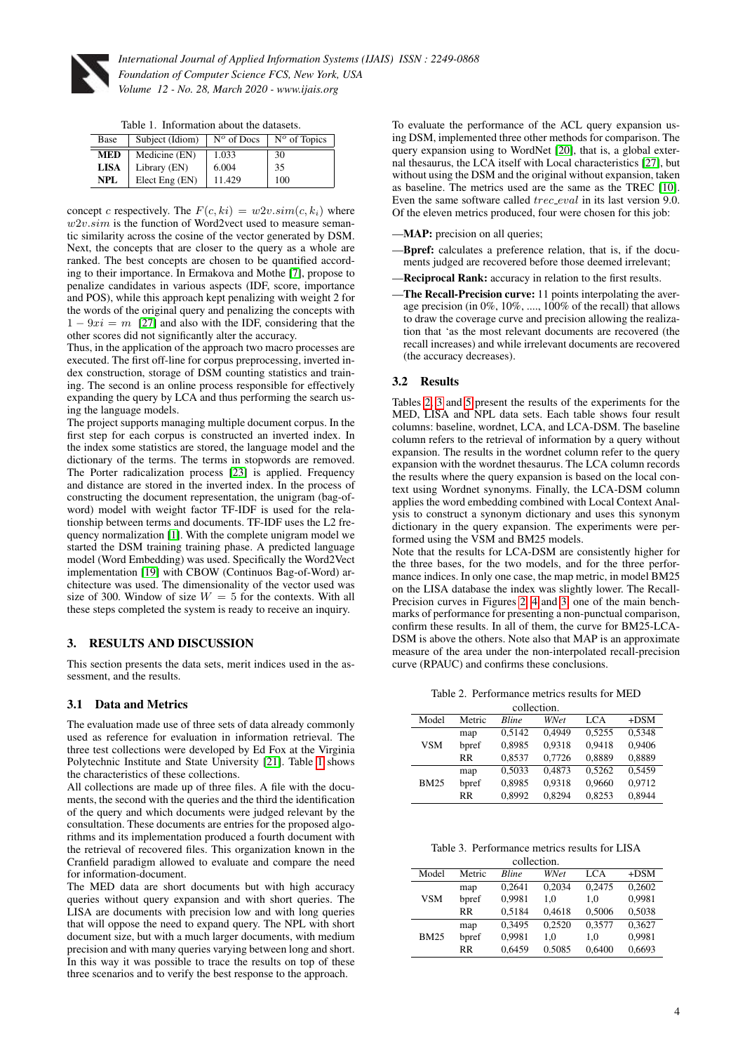Table 1. Information about the datasets.

| Base | Subject (Idiom) | Nº of Docs | Nº of Topics |
|---|---|---|---|
| **MED** | Medicine (EN) | 1.033 | 30 |
| **LISA** | Library (EN) | 6.004 | 35 |
| **NPL** | Elect Eng (EN) | 11.429 | 100 |

concept $c$ respectively. The $F(c, ki) = w2v.sim(c, k_i)$ where $w2v.sim$ is the function of Word2vect used to measure semantic similarity across the cosine of the vector generated by DSM. Next, the concepts that are closer to the query as a whole are ranked. The best concepts are chosen to be quantified according to their importance. In Ermakova and Mothe [7], propose to penalize candidates in various aspects (IDF, score, importance and POS), while this approach kept penalizing with weight 2 for the words of the original query and penalizing the concepts with $1 - 9xi = m$ [27] and also with the IDF, considering that the other scores did not significantly alter the accuracy.

Thus, in the application of the approach two macro processes are executed. The first off-line for corpus preprocessing, inverted index construction, storage of DSM counting statistics and training. The second is an online process responsible for effectively expanding the query by LCA and thus performing the search using the language models.

The project supports managing multiple document corpus. In the first step for each corpus is constructed an inverted index. In the index some statistics are stored, the language model and the dictionary of the terms. The terms in stopwords are removed. The Porter radicalization process [23] is applied. Frequency and distance are stored in the inverted index. In the process of constructing the document representation, the unigram (bag-of-word) model with weight factor TF-IDF is used for the relationship between terms and documents. TF-IDF uses the L2 frequency normalization [1]. With the complete unigram model we started the DSM training training phase. A predicted language model (Word Embedding) was used. Specifically the Word2Vect implementation [19] with CBOW (Continuos Bag-of-Word) architecture was used. The dimensionality of the vector used was size of 300. Window of size $W = 5$ for the contexts. With all these steps completed the system is ready to receive an inquiry.

## 3. RESULTS AND DISCUSSION

This section presents the data sets, merit indices used in the assessment, and the results.

### 3.1 Data and Metrics

The evaluation made use of three sets of data already commonly used as reference for evaluation in information retrieval. The three test collections were developed by Ed Fox at the Virginia Polytechnic Institute and State University [21]. Table 1 shows the characteristics of these collections.

All collections are made up of three files. A file with the documents, the second with the queries and the third the identification of the query and which documents were judged relevant by the consultation. These documents are entries for the proposed algorithms and its implementation produced a fourth document with the retrieval of recovered files. This organization known in the Cranfield paradigm allowed to evaluate and compare the need for information-document.

The MED data are short documents but with high accuracy queries without query expansion and with short queries. The LISA are documents with precision low and with long queries that will oppose the need to expand query. The NPL with short document size, but with a much larger documents, with medium precision and with many queries varying between long and short. In this way it was possible to trace the results on top of these three scenarios and to verify the best response to the approach.

To evaluate the performance of the ACL query expansion using DSM, implemented three other methods for comparison. The query expansion using to WordNet [20], that is, a global external thesaurus, the LCA itself with Local characteristics [27], but without using the DSM and the original without expansion, taken as baseline. The metrics used are the same as the TREC [10]. Even the same software called $trec\_eval$ in its last version 9.0. Of the eleven metrics produced, four were chosen for this job:

- **MAP:** precision on all queries;
- **Bpref:** calculates a preference relation, that is, if the documents judged are recovered before those deemed irrelevant;
- **Reciprocal Rank:** accuracy in relation to the first results.
- **The Recall-Precision curve:** 11 points interpolating the average precision (in 0%, 10%, ...., 100% of the recall) that allows to draw the coverage curve and precision allowing the realization that 'as the most relevant documents are recovered (the recall increases) and while irrelevant documents are recovered (the accuracy decreases).

### 3.2 Results

Tables 2, 3 and 5 present the results of the experiments for the MED, LISA and NPL data sets. Each table shows four result columns: baseline, wordnet, LCA, and LCA-DSM. The baseline column refers to the retrieval of information by a query without expansion. The results in the wordnet column refer to the query expansion with the wordnet thesaurus. The LCA column records the results where the query expansion is based on the local context using Wordnet synonyms. Finally, the LCA-DSM column applies the word embedding combined with Local Context Analysis to construct a synonym dictionary and uses this synonym dictionary in the query expansion. The experiments were performed using the VSM and BM25 models.

Note that the results for LCA-DSM are consistently higher for the three bases, for the two models, and for the three performance indices. In only one case, the map metric, in model BM25 on the LISA database the index was slightly lower. The Recall-Precision curves in Figures 2, 4 and 3 one of the main benchmarks of performance for presenting a non-punctual comparison, confirm these results. In all of them, the curve for BM25-LCA-DSM is above the others. Note also that MAP is an approximate measure of the area under the non-interpolated recall-precision curve (RPAUC) and confirms these conclusions.

Table 2. Performance metrics results for MED collection.

| Model | Metric | *Bline* | *WNet* | LCA | +DSM |
|---|---|---|---|---|---|
| VSM | map | 0,5142 | 0,4949 | 0,5255 | 0,5348 |
| | bpref | 0,8985 | 0,9318 | 0,9418 | 0,9406 |
| | RR | 0,8537 | 0,7726 | 0,8889 | 0,8889 |
| BM25 | map | 0,5033 | 0,4873 | 0,5262 | 0,5459 |
| | bpref | 0,8985 | 0,9318 | 0,9660 | 0,9712 |
| | RR | 0,8992 | 0,8294 | 0,8253 | 0,8944 |

Table 3. Performance metrics results for LISA collection.

| Model | Metric | *Bline* | *WNet* | LCA | +DSM |
|---|---|---|---|---|---|
| VSM | map | 0,2641 | 0,2034 | 0,2475 | 0,2602 |
| | bpref | 0,9981 | 1,0 | 1,0 | 0,9981 |
| | RR | 0,5184 | 0,4618 | 0,5006 | 0,5038 |
| BM25 | map | 0,3495 | 0,2520 | 0,3577 | 0,3627 |
| | bpref | 0,9981 | 1,0 | 1,0 | 0,9981 |
| | RR | 0,6459 | 0.5085 | 0,6400 | 0,6693 |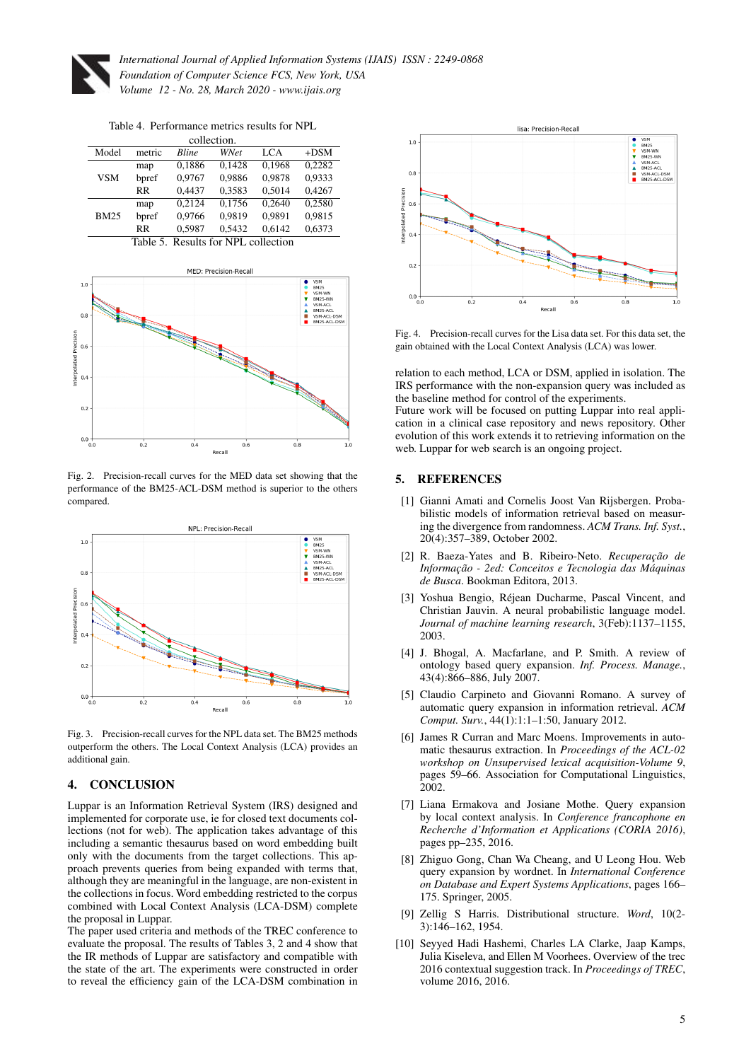Table 4. Performance metrics results for NPL collection.

| Model | metric | *Bline* | *WNet* | LCA | +DSM |
|---|---|---|---|---|---|
| VSM | map | 0,1886 | 0,1428 | 0,1968 | 0,2282 |
| | bpref | 0,9767 | 0,9886 | 0,9878 | 0,9333 |
| | RR | 0,4437 | 0,3583 | 0,5014 | 0,4267 |
| BM25 | map | 0,2124 | 0,1756 | 0,2640 | 0,2580 |
| | bpref | 0,9766 | 0,9819 | 0,9891 | 0,9815 |
| | RR | 0,5987 | 0,5432 | 0,6142 | 0,6373 |

Table 5. Results for NPL collection

Fig. 2. Precision-recall curves for the MED data set showing that the performance of the BM25-ACL-DSM method is superior to the others compared.

Fig. 3. Precision-recall curves for the NPL data set. The BM25 methods outperform the others. The Local Context Analysis (LCA) provides an additional gain.

## 4. CONCLUSION

Luppar is an Information Retrieval System (IRS) designed and implemented for corporate use, ie for closed text documents collections (not for web). The application takes advantage of this including a semantic thesaurus based on word embedding built only with the documents from the target collections. This approach prevents queries from being expanded with terms that, although they are meaningful in the language, are non-existent in the collections in focus. Word embedding restricted to the corpus combined with Local Context Analysis (LCA-DSM) complete the proposal in Luppar.

The paper used criteria and methods of the TREC conference to evaluate the proposal. The results of Tables 3, 2 and 4 show that the IR methods of Luppar are satisfactory and compatible with the state of the art. The experiments were constructed in order to reveal the efficiency gain of the LCA-DSM combination in relation to each method, LCA or DSM, applied in isolation. The IRS performance with the non-expansion query was included as the baseline method for control of the experiments.

Future work will be focused on putting Luppar into real application in a clinical case repository and news repository. Other evolution of this work extends it to retrieving information on the web. Luppar for web search is an ongoing project.

Fig. 4. Precision-recall curves for the Lisa data set. For this data set, the gain obtained with the Local Context Analysis (LCA) was lower.

## 5. REFERENCES

[1] Gianni Amati and Cornelis Joost Van Rijsbergen. Probabilistic models of information retrieval based on measuring the divergence from randomness. *ACM Trans. Inf. Syst.*, 20(4):357–389, October 2002.

[2] R. Baeza-Yates and B. Ribeiro-Neto. *Recuperação de Informação - 2ed: Conceitos e Tecnologia das Máquinas de Busca*. Bookman Editora, 2013.

[3] Yoshua Bengio, Réjean Ducharme, Pascal Vincent, and Christian Jauvin. A neural probabilistic language model. *Journal of machine learning research*, 3(Feb):1137–1155, 2003.

[4] J. Bhogal, A. Macfarlane, and P. Smith. A review of ontology based query expansion. *Inf. Process. Manage.*, 43(4):866–886, July 2007.

[5] Claudio Carpineto and Giovanni Romano. A survey of automatic query expansion in information retrieval. *ACM Comput. Surv.*, 44(1):1:1–1:50, January 2012.

[6] James R Curran and Marc Moens. Improvements in automatic thesaurus extraction. In *Proceedings of the ACL-02 workshop on Unsupervised lexical acquisition-Volume 9*, pages 59–66. Association for Computational Linguistics, 2002.

[7] Liana Ermakova and Josiane Mothe. Query expansion by local context analysis. In *Conference francophone en Recherche d'Information et Applications (CORIA 2016)*, pages pp–235, 2016.

[8] Zhiguo Gong, Chan Wa Cheang, and U Leong Hou. Web query expansion by wordnet. In *International Conference on Database and Expert Systems Applications*, pages 166–175. Springer, 2005.

[9] Zellig S Harris. Distributional structure. *Word*, 10(2-3):146–162, 1954.

[10] Seyyed Hadi Hashemi, Charles LA Clarke, Jaap Kamps, Julia Kiseleva, and Ellen M Voorhees. Overview of the trec 2016 contextual suggestion track. In *Proceedings of TREC*, volume 2016, 2016.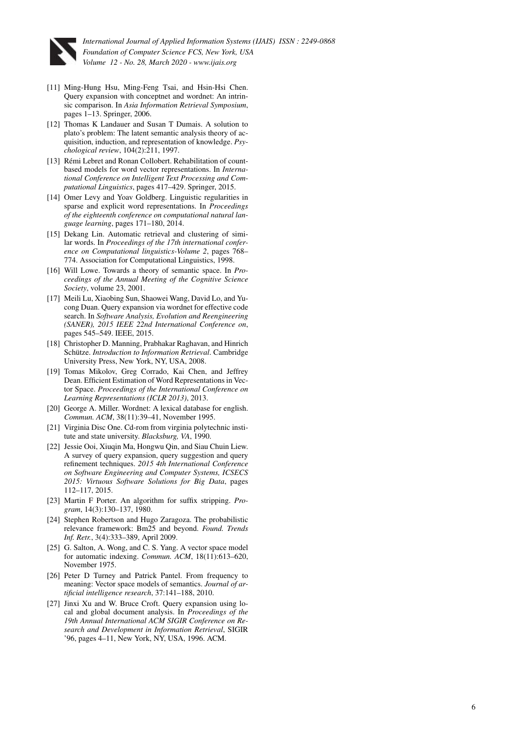- [11] Ming-Hung Hsu, Ming-Feng Tsai, and Hsin-Hsi Chen. Query expansion with conceptnet and wordnet: An intrinsic comparison. In *Asia Information Retrieval Symposium*, pages 1–13. Springer, 2006.
- [12] Thomas K Landauer and Susan T Dumais. A solution to plato's problem: The latent semantic analysis theory of acquisition, induction, and representation of knowledge. *Psychological review*, 104(2):211, 1997.
- [13] Rémi Lebret and Ronan Collobert. Rehabilitation of count-based models for word vector representations. In *International Conference on Intelligent Text Processing and Computational Linguistics*, pages 417–429. Springer, 2015.
- [14] Omer Levy and Yoav Goldberg. Linguistic regularities in sparse and explicit word representations. In *Proceedings of the eighteenth conference on computational natural language learning*, pages 171–180, 2014.
- [15] Dekang Lin. Automatic retrieval and clustering of similar words. In *Proceedings of the 17th international conference on Computational linguistics-Volume 2*, pages 768–774. Association for Computational Linguistics, 1998.
- [16] Will Lowe. Towards a theory of semantic space. In *Proceedings of the Annual Meeting of the Cognitive Science Society*, volume 23, 2001.
- [17] Meili Lu, Xiaobing Sun, Shaowei Wang, David Lo, and Yucong Duan. Query expansion via wordnet for effective code search. In *Software Analysis, Evolution and Reengineering (SANER), 2015 IEEE 22nd International Conference on*, pages 545–549. IEEE, 2015.
- [18] Christopher D. Manning, Prabhakar Raghavan, and Hinrich Schütze. *Introduction to Information Retrieval*. Cambridge University Press, New York, NY, USA, 2008.
- [19] Tomas Mikolov, Greg Corrado, Kai Chen, and Jeffrey Dean. Efficient Estimation of Word Representations in Vector Space. *Proceedings of the International Conference on Learning Representations (ICLR 2013)*, 2013.
- [20] George A. Miller. Wordnet: A lexical database for english. *Commun. ACM*, 38(11):39–41, November 1995.
- [21] Virginia Disc One. Cd-rom from virginia polytechnic institute and state university. *Blacksburg, VA*, 1990.
- [22] Jessie Ooi, Xiuqin Ma, Hongwu Qin, and Siau Chuin Liew. A survey of query expansion, query suggestion and query refinement techniques. *2015 4th International Conference on Software Engineering and Computer Systems, ICSECS 2015: Virtuous Software Solutions for Big Data*, pages 112–117, 2015.
- [23] Martin F Porter. An algorithm for suffix stripping. *Program*, 14(3):130–137, 1980.
- [24] Stephen Robertson and Hugo Zaragoza. The probabilistic relevance framework: Bm25 and beyond. *Found. Trends Inf. Retr.*, 3(4):333–389, April 2009.
- [25] G. Salton, A. Wong, and C. S. Yang. A vector space model for automatic indexing. *Commun. ACM*, 18(11):613–620, November 1975.
- [26] Peter D Turney and Patrick Pantel. From frequency to meaning: Vector space models of semantics. *Journal of artificial intelligence research*, 37:141–188, 2010.
- [27] Jinxi Xu and W. Bruce Croft. Query expansion using local and global document analysis. In *Proceedings of the 19th Annual International ACM SIGIR Conference on Research and Development in Information Retrieval*, SIGIR '96, pages 4–11, New York, NY, USA, 1996. ACM.